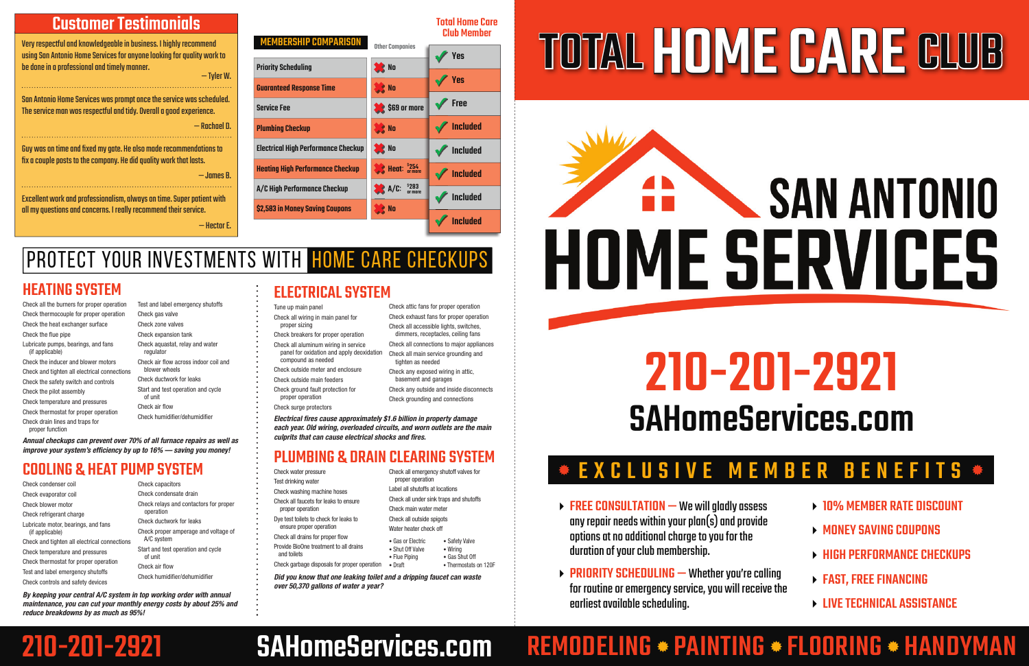## Customer Testimonials

Very respectful and knowledgeable in business. I highly recommend using San Antonio Home Services for anyone looking for quality work to be done in a professional and timely manner.

— Tyler W.

San Antonio Home Services was prompt once the service was scheduled. The service man was respectful and tidy. Overall a good experience.

— Rachael D.

Guy was on time and fixed my gate. He also made recommendations to fix a couple posts to the company. He did quality work that lasts.

— James B.

Excellent work and professionalism, always on time. Super patient with all my questions and concerns. I really recommend their service.

— Hector E.

| MEMBERSHIP COMPARISON | Other Companies | Total Home Care Club Member |
|---|---|---|
| Priority Scheduling | No | Yes |
| Guaranteed Response Time | No | Yes |
| Service Fee | $69 or more | Free |
| Plumbing Checkup | No | Included |
| Electrical High Performance Checkup | No | Included |
| Heating High Performance Checkup | Heat: $254 or more | Included |
| A/C High Performance Checkup | A/C: $283 or more | Included |
| $2,583 in Money Saving Coupons | No | Included |

# PROTECT YOUR INVESTMENTS WITH HOME CARE CHECKUPS

## HEATING SYSTEM

- Check all the burners for proper operation
- Check thermocouple for proper operation
- Check the heat exchanger surface
- Check the flue pipe
- Lubricate pumps, bearings, and fans (if applicable)
- Check the inducer and blower motors
- Check and tighten all electrical connections
- Check the safety switch and controls
- Check the pilot assembly
- Check temperature and pressures
- Check thermostat for proper operation
- Check drain lines and traps for proper function
- Test and label emergency shutoffs
- Check gas valve
- Check zone valves
- Check expansion tank
- Check aquastat, relay and water regulator
- Check air flow across indoor coil and blower wheels
- Check ductwork for leaks
- Start and test operation and cycle of unit
- Check air flow
- Check humidifier/dehumidifier

***Annual checkups can prevent over 70% of all furnace repairs as well as improve your system's efficiency by up to 16% — saving you money!***

## COOLING & HEAT PUMP SYSTEM

- Check condenser coil
- Check evaporator coil
- Check blower motor
- Check refrigerant charge
- Lubricate motor, bearings, and fans (if applicable)
- Check and tighten all electrical connections
- Check temperature and pressures
- Check thermostat for proper operation
- Test and label emergency shutoffs
- Check controls and safety devices
- Check capacitors
- Check condensate drain
- Check relays and contactors for proper operation
- Check ductwork for leaks
- Check proper amperage and voltage of A/C system
- Start and test operation and cycle of unit
- Check air flow
- Check humidifier/dehumidifier

***By keeping your central A/C system in top working order with annual maintenance, you can cut your monthly energy costs by about 25% and reduce breakdowns by as much as 95%!***

## ELECTRICAL SYSTEM

- Tune up main panel
- Check all wiring in main panel for proper sizing
- Check breakers for proper operation
- Check all aluminum wiring in service panel for oxidation and apply deoxidation compound as needed
- Check outside meter and enclosure
- Check outside main feeders
- Check ground fault protection for proper operation
- Check surge protectors
- Check attic fans for proper operation
- Check exhaust fans for proper operation
- Check all accessible lights, switches, dimmers, receptacles, ceiling fans
- Check all connections to major appliances
- Check all main service grounding and tighten as needed
- Check any exposed wiring in attic, basement and garages
- Check any outside and inside disconnects
- Check grounding and connections

***Electrical fires cause approximately $1.6 billion in property damage each year. Old wiring, overloaded circuits, and worn outlets are the main culprits that can cause electrical shocks and fires.***

## PLUMBING & DRAIN CLEARING SYSTEM

- Check water pressure
- Test drinking water
- Check washing machine hoses
- Check all faucets for leaks to ensure proper operation
- Dye test toilets to check for leaks to ensure proper operation
- Check all drains for proper flow
- Provide BioOne treatment to all drains and toilets
- Check garbage disposals for proper operation
- Check all emergency shutoff valves for proper operation
- Label all shutoffs at locations
- Check all under sink traps and shutoffs
- Check main water meter
- Check all outside spigots
- Water heater check off
  - Gas or Electric
  - Shut Off Valve
  - Flue Piping
  - Draft
  - Safety Valve
  - Wiring
  - Gas Shut Off
  - Thermostats on 120F

***Did you know that one leaking toilet and a dripping faucet can waste over 50,370 gallons of water a year?***

# TOTAL HOME CARE CLUB

# SAN ANTONIO HOME SERVICES

# 210-201-2921

# SAHomeServices.com

## EXCLUSIVE MEMBER BENEFITS

- **FREE CONSULTATION —** We will gladly assess any repair needs within your plan(s) and provide options at no additional charge to you for the duration of your club membership.
- **PRIORITY SCHEDULING —** Whether you're calling for routine or emergency service, you will receive the earliest available scheduling.
- **10% MEMBER RATE DISCOUNT**
- **MONEY SAVING COUPONS**
- **HIGH PERFORMANCE CHECKUPS**
- **FAST, FREE FINANCING**
- **LIVE TECHNICAL ASSISTANCE**

**210-201-2921** **SAHomeServices.com**

**REMODELING • PAINTING • FLOORING • HANDYMAN**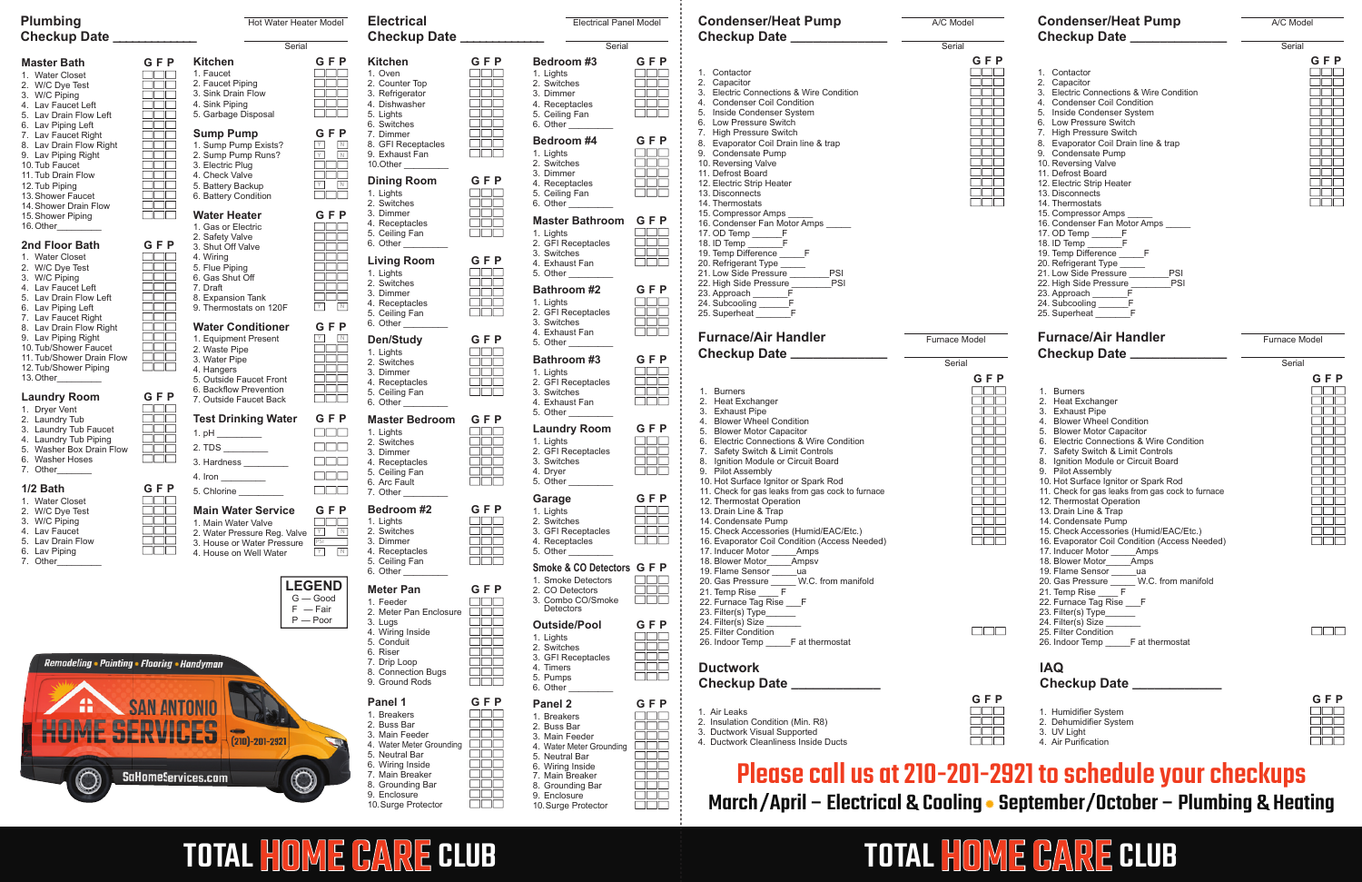## Plumbing
**Checkup Date ____________**

Hot Water Heater Model

Serial

### Master Bath — G F P
1. Water Closet
2. W/C Dye Test
3. W/C Piping
4. Lav Faucet Left
5. Lav Drain Flow Left
6. Lav Piping Left
7. Lav Faucet Right
8. Lav Drain Flow Right
9. Lav Piping Right
10. Tub Faucet
11. Tub Drain Flow
12. Tub Piping
13. Shower Faucet
14. Shower Drain Flow
15. Shower Piping
16. Other________

### 2nd Floor Bath — G F P
1. Water Closet
2. W/C Dye Test
3. W/C Piping
4. Lav Faucet Left
5. Lav Drain Flow Left
6. Lav Piping Left
7. Lav Faucet Right
8. Lav Drain Flow Right
9. Lav Piping Right
10. Tub/Shower Faucet
11. Tub/Shower Drain Flow
12. Tub/Shower Piping
13. Other________

### Laundry Room — G F P
1. Dryer Vent
2. Laundry Tub
3. Laundry Tub Faucet
4. Laundry Tub Piping
5. Washer Box Drain Flow
6. Washer Hoses
7. Other________

### 1/2 Bath — G F P
1. Water Closet
2. W/C Dye Test
3. W/C Piping
4. Lav Faucet
5. Lav Drain Flow
6. Lav Piping
7. Other________

### Kitchen — G F P
1. Faucet
2. Faucet Piping
3. Sink Drain Flow
4. Sink Piping
5. Garbage Disposal

### Sump Pump — G F P
1. Sump Pump Exists? Y N
2. Sump Pump Runs? Y N
3. Electric Plug
4. Check Valve
5. Battery Backup Y N
6. Battery Condition

### Water Heater — G F P
1. Gas or Electric
2. Safety Valve
3. Shut Off Valve
4. Wiring
5. Flue Piping
6. Gas Shut Off
7. Draft
8. Expansion Tank
9. Thermostats on 120F Y N

### Water Conditioner — G F P
1. Equipment Present Y N
2. Waste Pipe
3. Water Pipe
4. Hangers
5. Outside Faucet Front
6. Backflow Prevention
7. Outside Faucet Back

### Test Drinking Water — G F P
1. pH ________
2. TDS ________
3. Hardness ________
4. Iron ________
5. Chlorine ________

### Main Water Service — G F P
1. Main Water Valve
2. Water Pressure Reg. Valve Y N
3. House or Water Pressure PSI
4. House on Well Water Y N

**LEGEND**
G — Good
F — Fair
P — Poor

Remodeling • Painting • Flooring • Handyman
SAN ANTONIO HOME SERVICES
(210)-201-2921
SaHomeServices.com

## Electrical
**Checkup Date ____________**

Electrical Panel Model

Serial

### Kitchen — G F P
1. Oven
2. Counter Top
3. Refrigerator
4. Dishwasher
5. Lights
6. Switches
7. Dimmer
8. GFI Receptacles
9. Exhaust Fan
10. Other ________

### Dining Room — G F P
1. Lights
2. Switches
3. Dimmer
4. Receptacles
5. Ceiling Fan
6. Other ________

### Living Room — G F P
1. Lights
2. Switches
3. Dimmer
4. Receptacles
5. Ceiling Fan
6. Other ________

### Den/Study — G F P
1. Lights
2. Switches
3. Dimmer
4. Receptacles
5. Ceiling Fan
6. Other ________

### Master Bedroom — G F P
1. Lights
2. Switches
3. Dimmer
4. Receptacles
5. Ceiling Fan
6. Arc Fault
7. Other ________

### Bedroom #2 — G F P
1. Lights
2. Switches
3. Dimmer
4. Receptacles
5. Ceiling Fan
6. Other ________

### Meter Pan — G F P
1. Feeder
2. Meter Pan Enclosure
3. Lugs
4. Wiring Inside
5. Conduit
6. Riser
7. Drip Loop
8. Connection Bugs
9. Ground Rods

### Panel 1 — G F P
1. Breakers
2. Buss Bar
3. Main Feeder
4. Water Meter Grounding
5. Neutral Bar
6. Wiring Inside
7. Main Breaker
8. Grounding Bar
9. Enclosure
10. Surge Protector

### Bedroom #3 — G F P
1. Lights
2. Switches
3. Dimmer
4. Receptacles
5. Ceiling Fan
6. Other ________

### Bedroom #4 — G F P
1. Lights
2. Switches
3. Dimmer
4. Receptacles
5. Ceiling Fan
6. Other ________

### Master Bathroom — G F P
1. Lights
2. GFI Receptacles
3. Switches
4. Exhaust Fan
5. Other ________

### Bathroom #2 — G F P
1. Lights
2. GFI Receptacles
3. Switches
4. Exhaust Fan
5. Other ________

### Bathroom #3 — G F P
1. Lights
2. GFI Receptacles
3. Switches
4. Exhaust Fan
5. Other ________

### Laundry Room — G F P
1. Lights
2. GFI Receptacles
3. Switches
4. Dryer
5. Other ________

### Garage — G F P
1. Lights
2. Switches
3. GFI Receptacles
4. Receptacles
5. Other ________

### Smoke & CO Detectors — G F P
1. Smoke Detectors
2. CO Detectors
3. Combo CO/Smoke Detectors

### Outside/Pool — G F P
1. Lights
2. Switches
3. GFI Receptacles
4. Timers
5. Pumps
6. Other ________

### Panel 2 — G F P
1. Breakers
2. Buss Bar
3. Main Feeder
4. Water Meter Grounding
5. Neutral Bar
6. Wiring Inside
7. Main Breaker
8. Grounding Bar
9. Enclosure
10. Surge Protector

**TOTAL HOME CARE CLUB**

## Condenser/Heat Pump
**Checkup Date ____________**

A/C Model

Serial

G F P
1. Contactor
2. Capacitor
3. Electric Connections & Wire Condition
4. Condenser Coil Condition
5. Inside Condenser System
6. Low Pressure Switch
7. High Pressure Switch
8. Evaporator Coil Drain line & trap
9. Condensate Pump
10. Reversing Valve
11. Defrost Board
12. Electric Strip Heater
13. Disconnects
14. Thermostats
15. Compressor Amps _____
16. Condenser Fan Motor Amps _____
17. OD Temp _______F
18. ID Temp _______F
19. Temp Difference _______F
20. Refrigerant Type _____
21. Low Side Pressure _________PSI
22. High Side Pressure _________PSI
23. Approach _______F
24. Subcooling _______F
25. Superheat _______F

## Furnace/Air Handler
**Checkup Date ____________**

Furnace Model

Serial

G F P
1. Burners
2. Heat Exchanger
3. Exhaust Pipe
4. Blower Wheel Condition
5. Blower Motor Capacitor
6. Electric Connections & Wire Condition
7. Safety Switch & Limit Controls
8. Ignition Module or Circuit Board
9. Pilot Assembly
10. Hot Surface Ignitor or Spark Rod
11. Check for gas leaks from gas cock to furnace
12. Thermostat Operation
13. Drain Line & Trap
14. Condensate Pump
15. Check Accessories (Humid/EAC/Etc.)
16. Evaporator Coil Condition (Access Needed)
17. Inducer Motor _____Amps
18. Blower Motor _____Ampsv
19. Flame Sensor _____ua
20. Gas Pressure _____W.C. from manifold
21. Temp Rise ____ F
22. Furnace Tag Rise ___F
23. Filter(s) Type_______
24. Filter(s) Size_______
25. Filter Condition
26. Indoor Temp _____F at thermostat

## Ductwork
**Checkup Date ____________**

G F P
1. Air Leaks
2. Insulation Condition (Min. R8)
3. Ductwork Visual Supported
4. Ductwork Cleanliness Inside Ducts

## Condenser/Heat Pump
**Checkup Date ____________**

A/C Model

Serial

G F P
1. Contactor
2. Capacitor
3. Electric Connections & Wire Condition
4. Condenser Coil Condition
5. Inside Condenser System
6. Low Pressure Switch
7. High Pressure Switch
8. Evaporator Coil Drain line & trap
9. Condensate Pump
10. Reversing Valve
11. Defrost Board
12. Electric Strip Heater
13. Disconnects
14. Thermostats
15. Compressor Amps _____
16. Condenser Fan Motor Amps _____
17. OD Temp _______F
18. ID Temp _______F
19. Temp Difference _______F
20. Refrigerant Type _____
21. Low Side Pressure _________PSI
22. High Side Pressure _________PSI
23. Approach _______F
24. Subcooling _______F
25. Superheat _______F

## Furnace/Air Handler
**Checkup Date ____________**

Furnace Model

Serial

G F P
1. Burners
2. Heat Exchanger
3. Exhaust Pipe
4. Blower Wheel Condition
5. Blower Motor Capacitor
6. Electric Connections & Wire Condition
7. Safety Switch & Limit Controls
8. Ignition Module or Circuit Board
9. Pilot Assembly
10. Hot Surface Ignitor or Spark Rod
11. Check for gas leaks from gas cock to furnace
12. Thermostat Operation
13. Drain Line & Trap
14. Condensate Pump
15. Check Accessories (Humid/EAC/Etc.)
16. Evaporator Coil Condition (Access Needed)
17. Inducer Motor _____Amps
18. Blower Motor _____Amps
19. Flame Sensor _____ua
20. Gas Pressure _____W.C. from manifold
21. Temp Rise ____ F
22. Furnace Tag Rise ___F
23. Filter(s) Type_______
24. Filter(s) Size_______
25. Filter Condition
26. Indoor Temp _____F at thermostat

## IAQ
**Checkup Date ____________**

G F P
1. Humidifier System
2. Dehumidifier System
3. UV Light
4. Air Purification

**Please call us at 210-201-2921 to schedule your checkups**

**March/April – Electrical & Cooling • September/October – Plumbing & Heating**

**TOTAL HOME CARE CLUB**